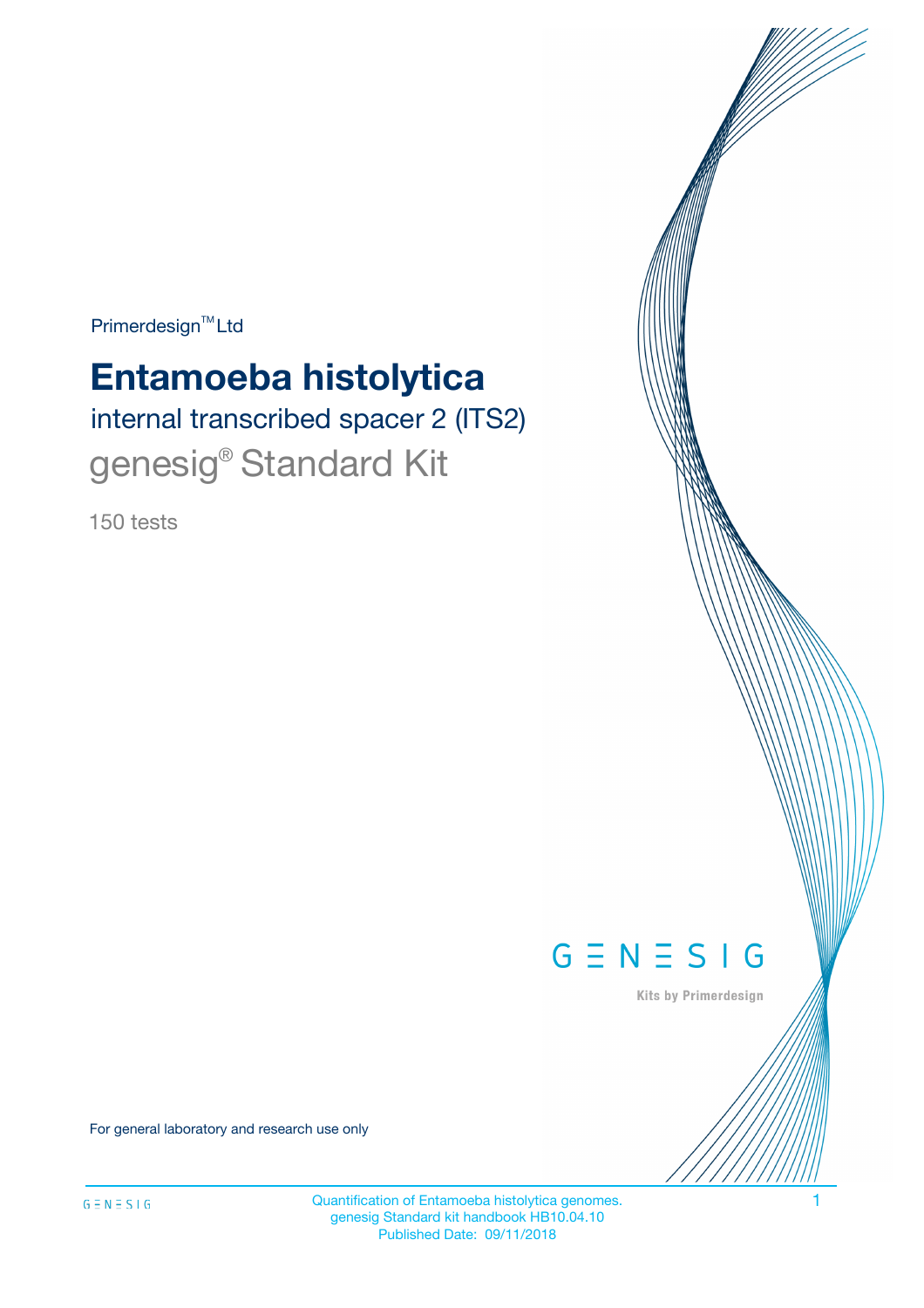Primerdesign™ Ltd

# Entamoeba histolytica

## internal transcribed spacer 2 (ITS2)

## genesig® Standard Kit

150 tests

GENESIG

Kits by Primerdesign

For general laboratory and research use only

Quantification of Entamoeba histolytica genomes.
genesig Standard kit handbook HB10.04.10
Published Date: 09/11/2018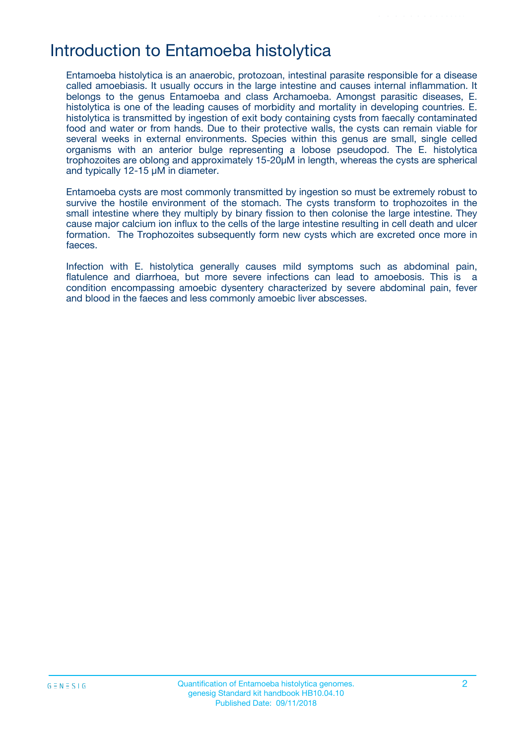# Introduction to Entamoeba histolytica

Entamoeba histolytica is an anaerobic, protozoan, intestinal parasite responsible for a disease called amoebiasis. It usually occurs in the large intestine and causes internal inflammation. It belongs to the genus Entamoeba and class Archamoeba. Amongst parasitic diseases, E. histolytica is one of the leading causes of morbidity and mortality in developing countries. E. histolytica is transmitted by ingestion of exit body containing cysts from faecally contaminated food and water or from hands. Due to their protective walls, the cysts can remain viable for several weeks in external environments. Species within this genus are small, single celled organisms with an anterior bulge representing a lobose pseudopod. The E. histolytica trophozoites are oblong and approximately 15-20μM in length, whereas the cysts are spherical and typically 12-15 μM in diameter.

Entamoeba cysts are most commonly transmitted by ingestion so must be extremely robust to survive the hostile environment of the stomach. The cysts transform to trophozoites in the small intestine where they multiply by binary fission to then colonise the large intestine. They cause major calcium ion influx to the cells of the large intestine resulting in cell death and ulcer formation. The Trophozoites subsequently form new cysts which are excreted once more in faeces.

Infection with E. histolytica generally causes mild symptoms such as abdominal pain, flatulence and diarrhoea, but more severe infections can lead to amoebosis. This is a condition encompassing amoebic dysentery characterized by severe abdominal pain, fever and blood in the faeces and less commonly amoebic liver abscesses.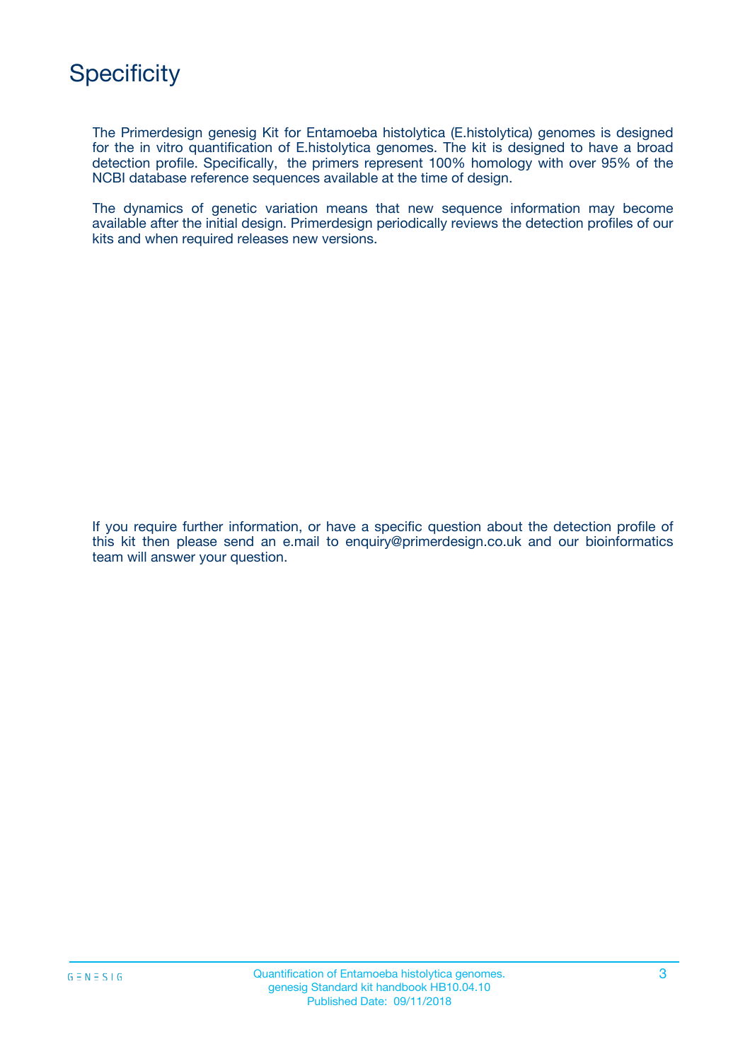# Specificity

The Primerdesign genesig Kit for Entamoeba histolytica (E.histolytica) genomes is designed for the in vitro quantification of E.histolytica genomes. The kit is designed to have a broad detection profile. Specifically, the primers represent 100% homology with over 95% of the NCBI database reference sequences available at the time of design.

The dynamics of genetic variation means that new sequence information may become available after the initial design. Primerdesign periodically reviews the detection profiles of our kits and when required releases new versions.

If you require further information, or have a specific question about the detection profile of this kit then please send an e.mail to enquiry@primerdesign.co.uk and our bioinformatics team will answer your question.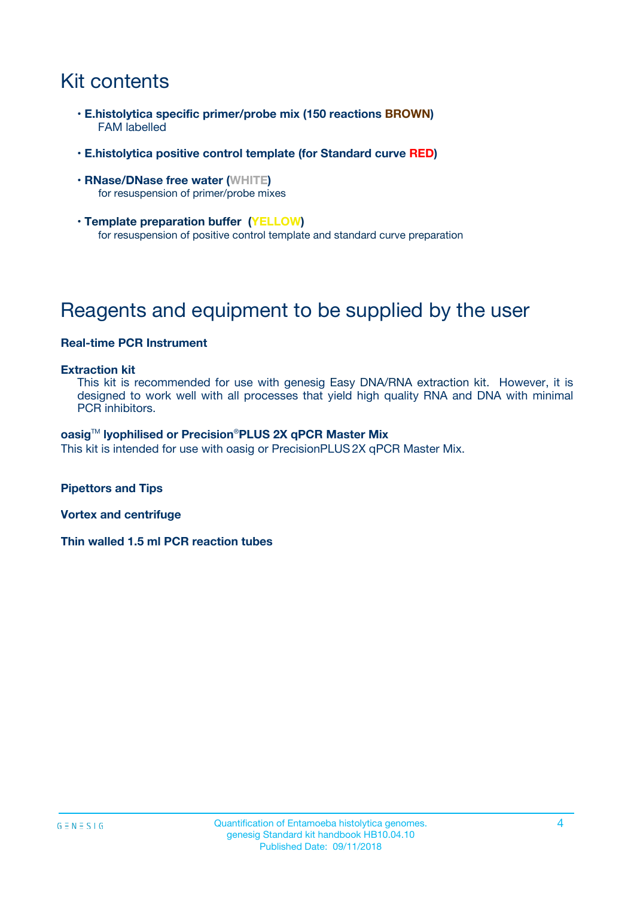# Kit contents

- **E.histolytica specific primer/probe mix (150 reactions BROWN)**
  FAM labelled

- **E.histolytica positive control template (for Standard curve RED)**

- **RNase/DNase free water (WHITE)**
  for resuspension of primer/probe mixes

- **Template preparation buffer (YELLOW)**
  for resuspension of positive control template and standard curve preparation

# Reagents and equipment to be supplied by the user

**Real-time PCR Instrument**

**Extraction kit**
This kit is recommended for use with genesig Easy DNA/RNA extraction kit. However, it is designed to work well with all processes that yield high quality RNA and DNA with minimal PCR inhibitors.

**oasig™ lyophilised or Precision®PLUS 2X qPCR Master Mix**
This kit is intended for use with oasig or PrecisionPLUS 2X qPCR Master Mix.

**Pipettors and Tips**

**Vortex and centrifuge**

**Thin walled 1.5 ml PCR reaction tubes**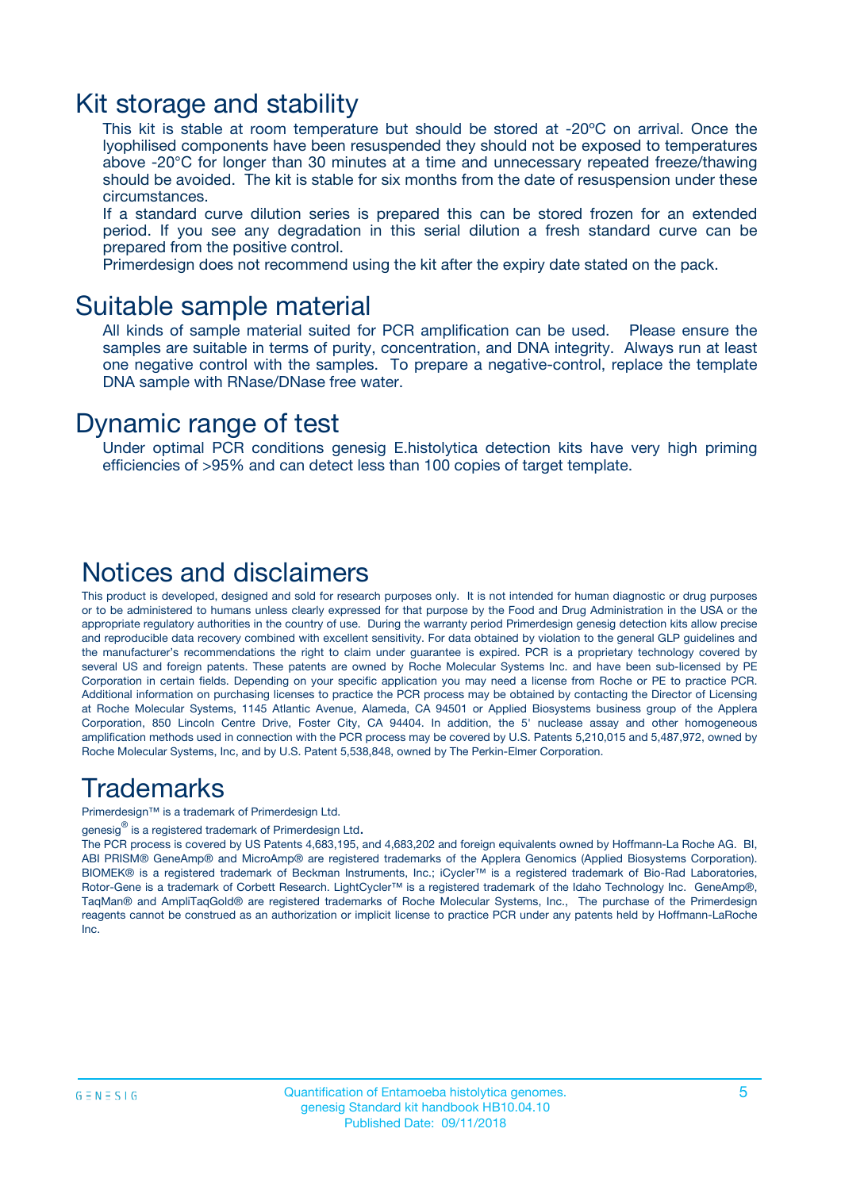# Kit storage and stability

This kit is stable at room temperature but should be stored at -20ºC on arrival. Once the lyophilised components have been resuspended they should not be exposed to temperatures above -20°C for longer than 30 minutes at a time and unnecessary repeated freeze/thawing should be avoided. The kit is stable for six months from the date of resuspension under these circumstances.

If a standard curve dilution series is prepared this can be stored frozen for an extended period. If you see any degradation in this serial dilution a fresh standard curve can be prepared from the positive control.

Primerdesign does not recommend using the kit after the expiry date stated on the pack.

# Suitable sample material

All kinds of sample material suited for PCR amplification can be used. Please ensure the samples are suitable in terms of purity, concentration, and DNA integrity. Always run at least one negative control with the samples. To prepare a negative-control, replace the template DNA sample with RNase/DNase free water.

# Dynamic range of test

Under optimal PCR conditions genesig E.histolytica detection kits have very high priming efficiencies of >95% and can detect less than 100 copies of target template.

# Notices and disclaimers

This product is developed, designed and sold for research purposes only. It is not intended for human diagnostic or drug purposes or to be administered to humans unless clearly expressed for that purpose by the Food and Drug Administration in the USA or the appropriate regulatory authorities in the country of use. During the warranty period Primerdesign genesig detection kits allow precise and reproducible data recovery combined with excellent sensitivity. For data obtained by violation to the general GLP guidelines and the manufacturer's recommendations the right to claim under guarantee is expired. PCR is a proprietary technology covered by several US and foreign patents. These patents are owned by Roche Molecular Systems Inc. and have been sub-licensed by PE Corporation in certain fields. Depending on your specific application you may need a license from Roche or PE to practice PCR. Additional information on purchasing licenses to practice the PCR process may be obtained by contacting the Director of Licensing at Roche Molecular Systems, 1145 Atlantic Avenue, Alameda, CA 94501 or Applied Biosystems business group of the Applera Corporation, 850 Lincoln Centre Drive, Foster City, CA 94404. In addition, the 5' nuclease assay and other homogeneous amplification methods used in connection with the PCR process may be covered by U.S. Patents 5,210,015 and 5,487,972, owned by Roche Molecular Systems, Inc, and by U.S. Patent 5,538,848, owned by The Perkin-Elmer Corporation.

# Trademarks

Primerdesign™ is a trademark of Primerdesign Ltd.

genesig® is a registered trademark of Primerdesign Ltd.

The PCR process is covered by US Patents 4,683,195, and 4,683,202 and foreign equivalents owned by Hoffmann-La Roche AG. BI, ABI PRISM® GeneAmp® and MicroAmp® are registered trademarks of the Applera Genomics (Applied Biosystems Corporation). BIOMEK® is a registered trademark of Beckman Instruments, Inc.; iCycler™ is a registered trademark of Bio-Rad Laboratories, Rotor-Gene is a trademark of Corbett Research. LightCycler™ is a registered trademark of the Idaho Technology Inc. GeneAmp®, TaqMan® and AmpliTaqGold® are registered trademarks of Roche Molecular Systems, Inc., The purchase of the Primerdesign reagents cannot be construed as an authorization or implicit license to practice PCR under any patents held by Hoffmann-LaRoche Inc.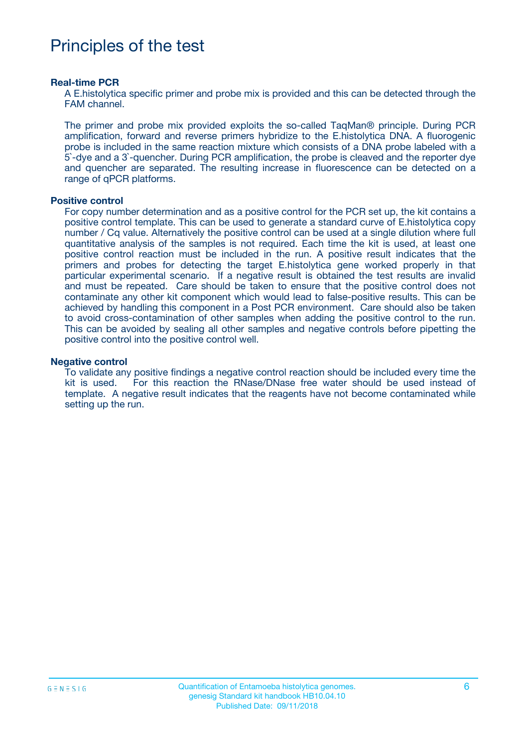# Principles of the test

### Real-time PCR

A E.histolytica specific primer and probe mix is provided and this can be detected through the FAM channel.

The primer and probe mix provided exploits the so-called TaqMan® principle. During PCR amplification, forward and reverse primers hybridize to the E.histolytica DNA. A fluorogenic probe is included in the same reaction mixture which consists of a DNA probe labeled with a 5`-dye and a 3`-quencher. During PCR amplification, the probe is cleaved and the reporter dye and quencher are separated. The resulting increase in fluorescence can be detected on a range of qPCR platforms.

### Positive control

For copy number determination and as a positive control for the PCR set up, the kit contains a positive control template. This can be used to generate a standard curve of E.histolytica copy number / Cq value. Alternatively the positive control can be used at a single dilution where full quantitative analysis of the samples is not required. Each time the kit is used, at least one positive control reaction must be included in the run. A positive result indicates that the primers and probes for detecting the target E.histolytica gene worked properly in that particular experimental scenario. If a negative result is obtained the test results are invalid and must be repeated. Care should be taken to ensure that the positive control does not contaminate any other kit component which would lead to false-positive results. This can be achieved by handling this component in a Post PCR environment. Care should also be taken to avoid cross-contamination of other samples when adding the positive control to the run. This can be avoided by sealing all other samples and negative controls before pipetting the positive control into the positive control well.

### Negative control

To validate any positive findings a negative control reaction should be included every time the kit is used. For this reaction the RNase/DNase free water should be used instead of template. A negative result indicates that the reagents have not become contaminated while setting up the run.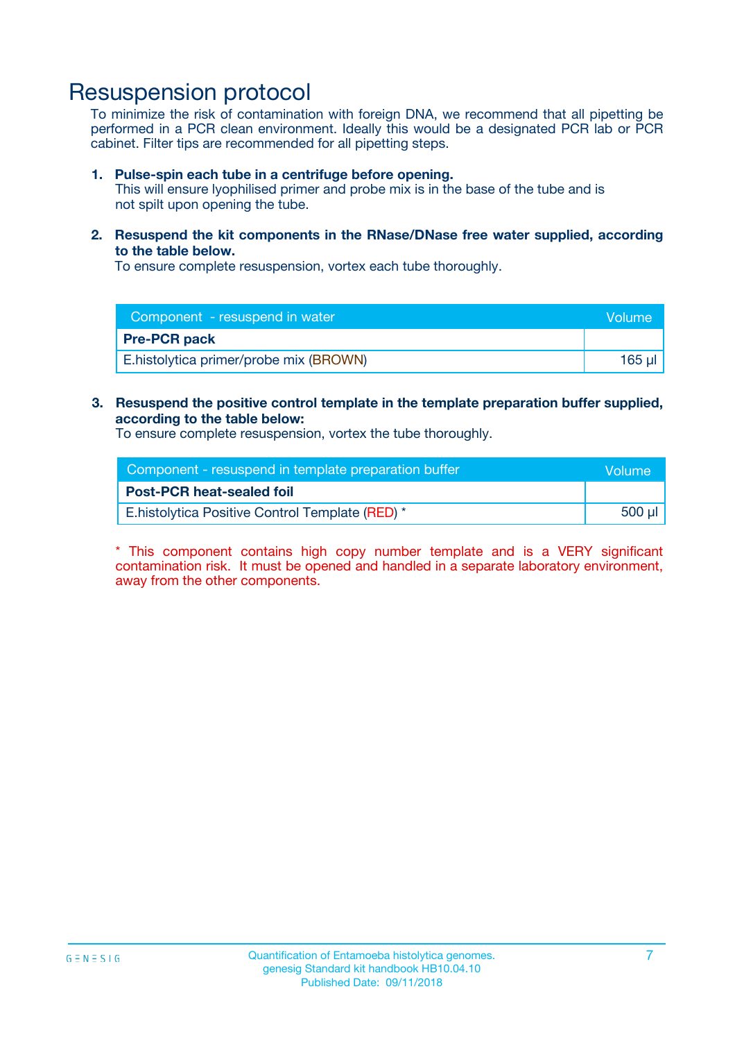# Resuspension protocol

To minimize the risk of contamination with foreign DNA, we recommend that all pipetting be performed in a PCR clean environment. Ideally this would be a designated PCR lab or PCR cabinet. Filter tips are recommended for all pipetting steps.

1. **Pulse-spin each tube in a centrifuge before opening.**
   This will ensure lyophilised primer and probe mix is in the base of the tube and is not spilt upon opening the tube.

2. **Resuspend the kit components in the RNase/DNase free water supplied, according to the table below.**
   To ensure complete resuspension, vortex each tube thoroughly.

| Component - resuspend in water | Volume |
|---|---|
| **Pre-PCR pack** | |
| E.histolytica primer/probe mix (BROWN) | 165 µl |

3. **Resuspend the positive control template in the template preparation buffer supplied, according to the table below:**
   To ensure complete resuspension, vortex the tube thoroughly.

| Component - resuspend in template preparation buffer | Volume |
|---|---|
| **Post-PCR heat-sealed foil** | |
| E.histolytica Positive Control Template (RED) * | 500 µl |

* This component contains high copy number template and is a VERY significant contamination risk. It must be opened and handled in a separate laboratory environment, away from the other components.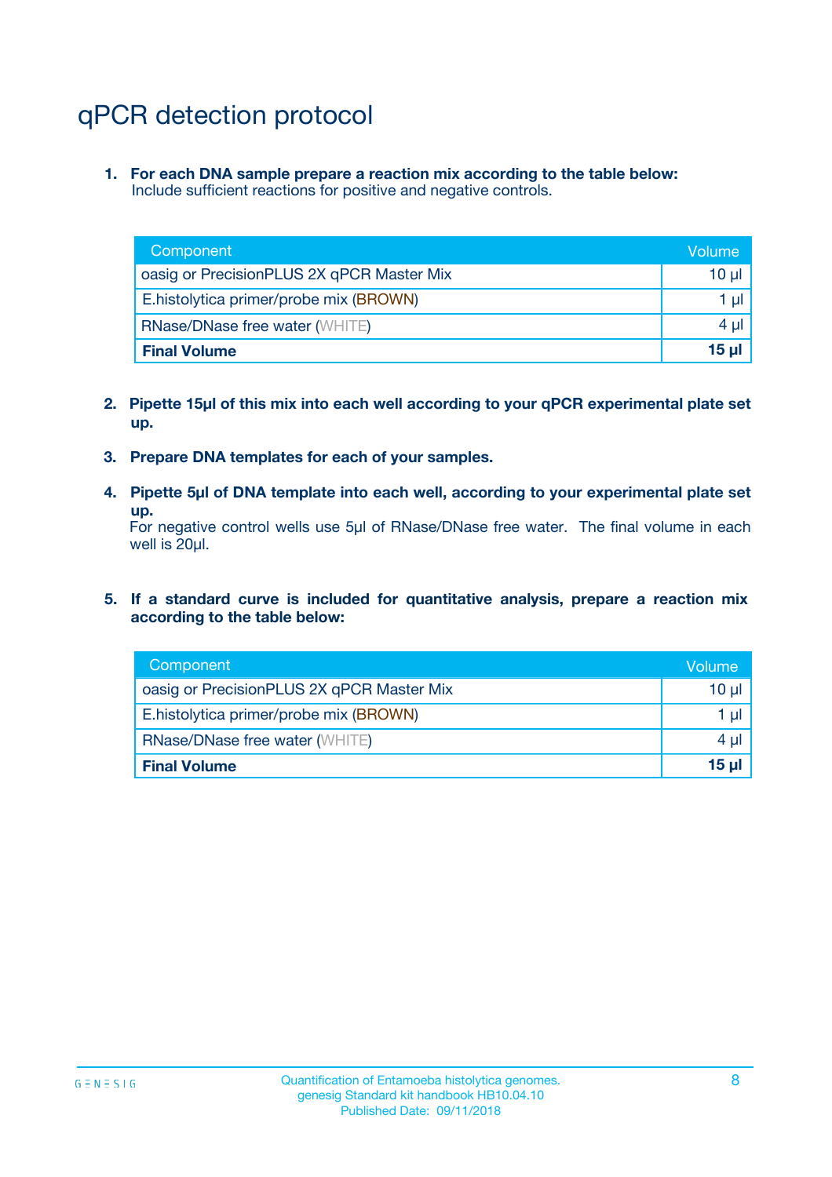# qPCR detection protocol

1. **For each DNA sample prepare a reaction mix according to the table below:**
   Include sufficient reactions for positive and negative controls.

| Component | Volume |
| --- | --- |
| oasig or PrecisionPLUS 2X qPCR Master Mix | 10 µl |
| E.histolytica primer/probe mix (BROWN) | 1 µl |
| RNase/DNase free water (WHITE) | 4 µl |
| **Final Volume** | **15 µl** |

2. **Pipette 15µl of this mix into each well according to your qPCR experimental plate set up.**

3. **Prepare DNA templates for each of your samples.**

4. **Pipette 5µl of DNA template into each well, according to your experimental plate set up.**
   For negative control wells use 5µl of RNase/DNase free water. The final volume in each well is 20µl.

5. **If a standard curve is included for quantitative analysis, prepare a reaction mix according to the table below:**

| Component | Volume |
| --- | --- |
| oasig or PrecisionPLUS 2X qPCR Master Mix | 10 µl |
| E.histolytica primer/probe mix (BROWN) | 1 µl |
| RNase/DNase free water (WHITE) | 4 µl |
| **Final Volume** | **15 µl** |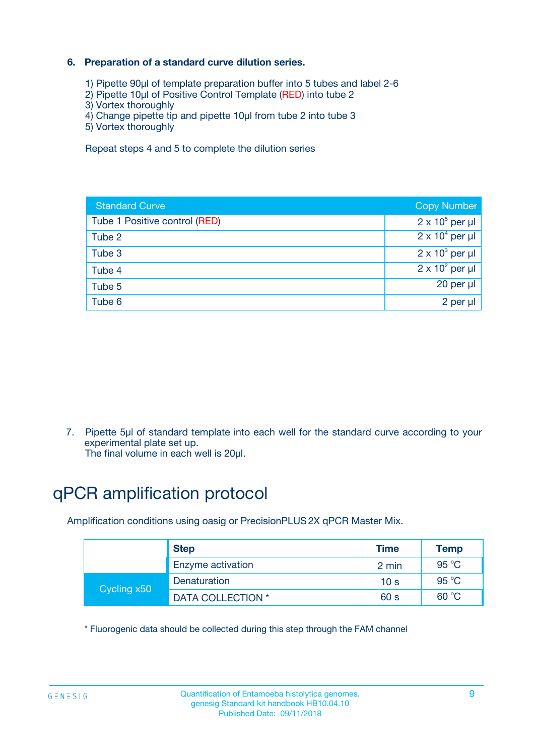### 6. Preparation of a standard curve dilution series.

1) Pipette 90µl of template preparation buffer into 5 tubes and label 2-6
2) Pipette 10µl of Positive Control Template (RED) into tube 2
3) Vortex thoroughly
4) Change pipette tip and pipette 10µl from tube 2 into tube 3
5) Vortex thoroughly

Repeat steps 4 and 5 to complete the dilution series

| Standard Curve | Copy Number |
|---|---|
| Tube 1 Positive control (RED) | $2 \times 10^5$ per µl |
| Tube 2 | $2 \times 10^4$ per µl |
| Tube 3 | $2 \times 10^3$ per µl |
| Tube 4 | $2 \times 10^2$ per µl |
| Tube 5 | 20 per µl |
| Tube 6 | 2 per µl |

7. Pipette 5µl of standard template into each well for the standard curve according to your experimental plate set up.
   The final volume in each well is 20µl.

# qPCR amplification protocol

Amplification conditions using oasig or PrecisionPLUS 2X qPCR Master Mix.

| | Step | Time | Temp |
|---|---|---|---|
| | Enzyme activation | 2 min | 95 °C |
| Cycling x50 | Denaturation | 10 s | 95 °C |
| | DATA COLLECTION * | 60 s | 60 °C |

* Fluorogenic data should be collected during this step through the FAM channel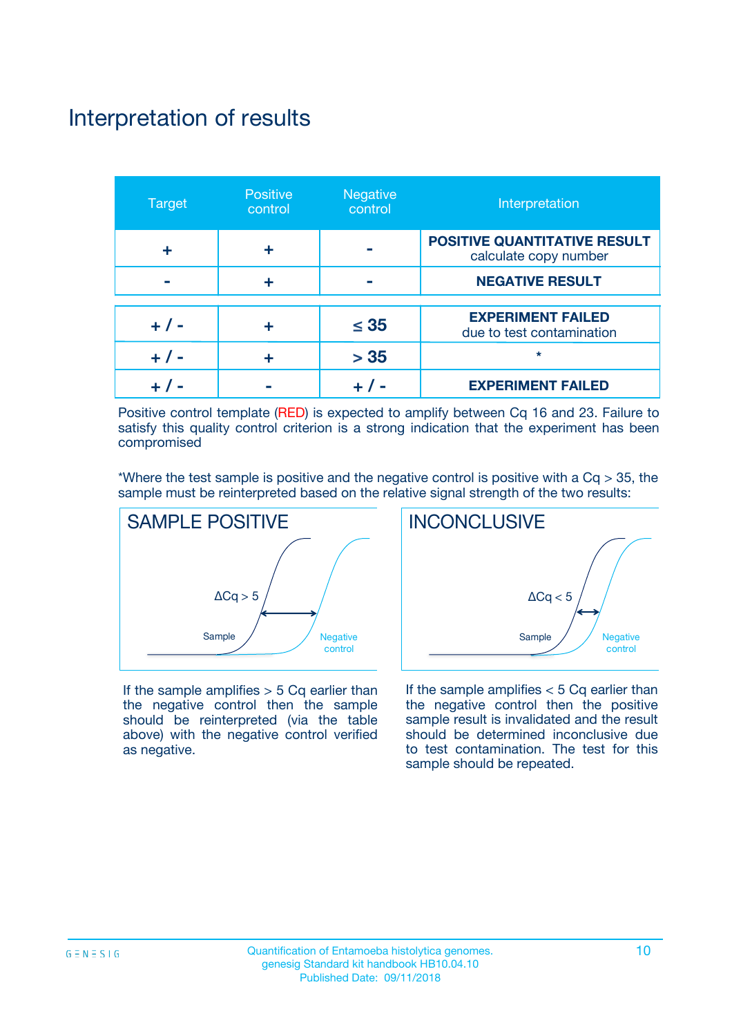# Interpretation of results

| Target | Positive control | Negative control | Interpretation |
|---|---|---|---|
| + | + | - | **POSITIVE QUANTITATIVE RESULT** calculate copy number |
| - | + | - | **NEGATIVE RESULT** |
| + / - | + | ≤ 35 | **EXPERIMENT FAILED** due to test contamination |
| + / - | + | > 35 | * |
| + / - | - | + / - | **EXPERIMENT FAILED** |

Positive control template (RED) is expected to amplify between Cq 16 and 23. Failure to satisfy this quality control criterion is a strong indication that the experiment has been compromised

*Where the test sample is positive and the negative control is positive with a Cq > 35, the sample must be reinterpreted based on the relative signal strength of the two results:

SAMPLE POSITIVE

ΔCq > 5

Sample

Negative control

If the sample amplifies > 5 Cq earlier than the negative control then the sample should be reinterpreted (via the table above) with the negative control verified as negative.

INCONCLUSIVE

ΔCq < 5

Sample

Negative control

If the sample amplifies < 5 Cq earlier than the negative control then the positive sample result is invalidated and the result should be determined inconclusive due to test contamination. The test for this sample should be repeated.